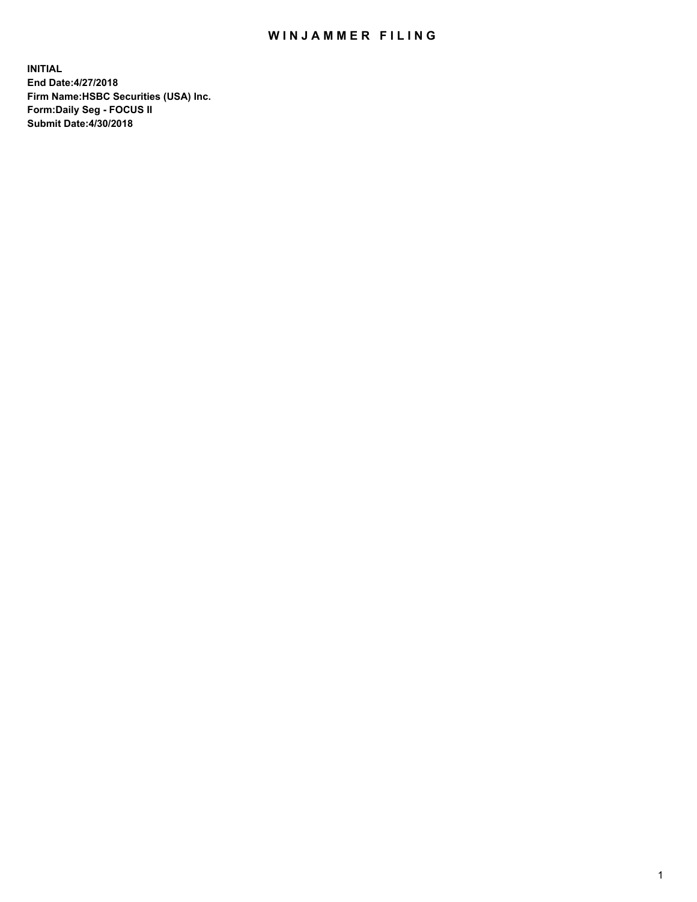# WINJAMMER FILING

**INITIAL**
**End Date:4/27/2018**
**Firm Name:HSBC Securities (USA) Inc.**
**Form:Daily Seg - FOCUS II**
**Submit Date:4/30/2018**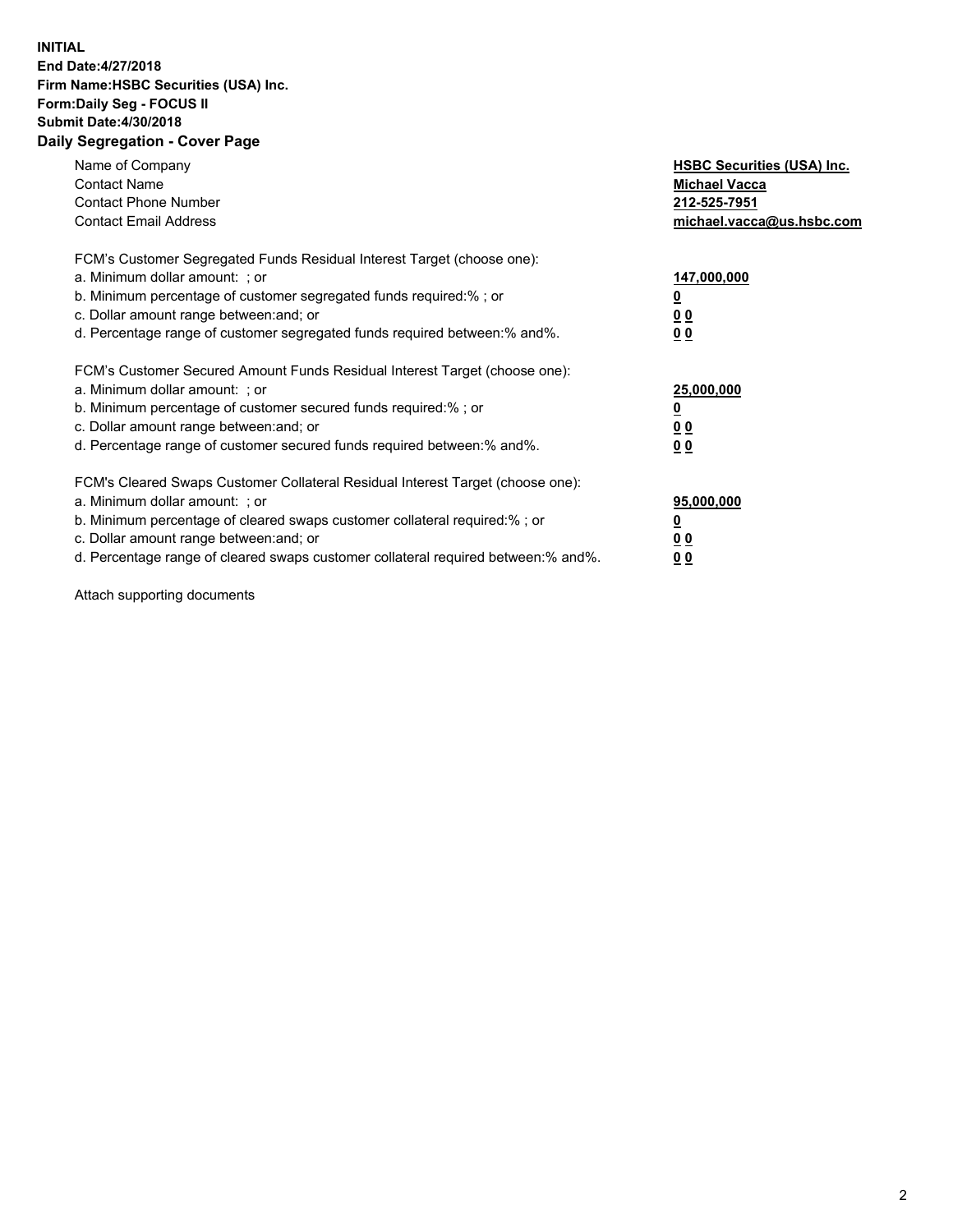**INITIAL**
**End Date:4/27/2018**
**Firm Name:HSBC Securities (USA) Inc.**
**Form:Daily Seg - FOCUS II**
**Submit Date:4/30/2018**

## Daily Segregation - Cover Page

| | |
|---|---|
| Name of Company | **HSBC Securities (USA) Inc.** |
| Contact Name | **Michael Vacca** |
| Contact Phone Number | **212-525-7951** |
| Contact Email Address | **michael.vacca@us.hsbc.com** |

| | |
|---|---|
| FCM's Customer Segregated Funds Residual Interest Target (choose one): | |
| a. Minimum dollar amount: ; or | **147,000,000** |
| b. Minimum percentage of customer segregated funds required:% ; or | **0** |
| c. Dollar amount range between:and; or | **0 0** |
| d. Percentage range of customer segregated funds required between:% and%. | **0 0** |

| | |
|---|---|
| FCM's Customer Secured Amount Funds Residual Interest Target (choose one): | |
| a. Minimum dollar amount: ; or | **25,000,000** |
| b. Minimum percentage of customer secured funds required:% ; or | **0** |
| c. Dollar amount range between:and; or | **0 0** |
| d. Percentage range of customer secured funds required between:% and%. | **0 0** |

| | |
|---|---|
| FCM's Cleared Swaps Customer Collateral Residual Interest Target (choose one): | |
| a. Minimum dollar amount: ; or | **95,000,000** |
| b. Minimum percentage of cleared swaps customer collateral required:% ; or | **0** |
| c. Dollar amount range between:and; or | **0 0** |
| d. Percentage range of cleared swaps customer collateral required between:% and%. | **0 0** |

Attach supporting documents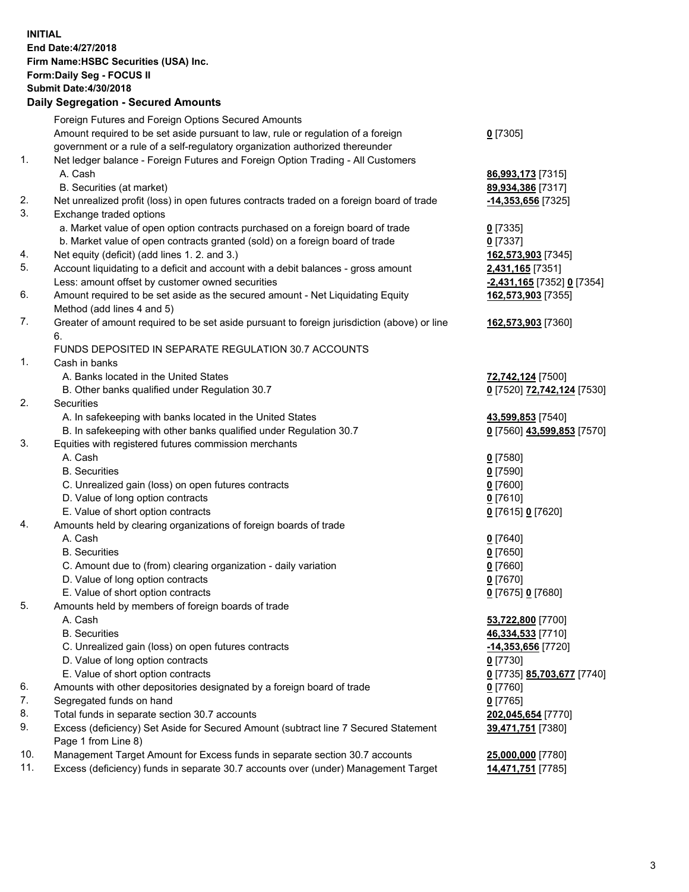**INITIAL**
**End Date:4/27/2018**
**Firm Name:HSBC Securities (USA) Inc.**
**Form:Daily Seg - FOCUS II**
**Submit Date:4/30/2018**

## Daily Segregation - Secured Amounts

| | | |
|---|---|---|
| | Foreign Futures and Foreign Options Secured Amounts | |
| | Amount required to be set aside pursuant to law, rule or regulation of a foreign government or a rule of a self-regulatory organization authorized thereunder | **0** [7305] |
| 1. | Net ledger balance - Foreign Futures and Foreign Option Trading - All Customers | |
| | A. Cash | **86,993,173** [7315] |
| | B. Securities (at market) | **89,934,386** [7317] |
| 2. | Net unrealized profit (loss) in open futures contracts traded on a foreign board of trade | **-14,353,656** [7325] |
| 3. | Exchange traded options | |
| | a. Market value of open option contracts purchased on a foreign board of trade | **0** [7335] |
| | b. Market value of open contracts granted (sold) on a foreign board of trade | **0** [7337] |
| 4. | Net equity (deficit) (add lines 1. 2. and 3.) | **162,573,903** [7345] |
| 5. | Account liquidating to a deficit and account with a debit balances - gross amount | **2,431,165** [7351] |
| | Less: amount offset by customer owned securities | **-2,431,165** [7352] **0** [7354] |
| 6. | Amount required to be set aside as the secured amount - Net Liquidating Equity Method (add lines 4 and 5) | **162,573,903** [7355] |
| 7. | Greater of amount required to be set aside pursuant to foreign jurisdiction (above) or line 6. | **162,573,903** [7360] |
| | FUNDS DEPOSITED IN SEPARATE REGULATION 30.7 ACCOUNTS | |
| 1. | Cash in banks | |
| | A. Banks located in the United States | **72,742,124** [7500] |
| | B. Other banks qualified under Regulation 30.7 | **0** [7520] **72,742,124** [7530] |
| 2. | Securities | |
| | A. In safekeeping with banks located in the United States | **43,599,853** [7540] |
| | B. In safekeeping with other banks qualified under Regulation 30.7 | **0** [7560] **43,599,853** [7570] |
| 3. | Equities with registered futures commission merchants | |
| | A. Cash | **0** [7580] |
| | B. Securities | **0** [7590] |
| | C. Unrealized gain (loss) on open futures contracts | **0** [7600] |
| | D. Value of long option contracts | **0** [7610] |
| | E. Value of short option contracts | **0** [7615] **0** [7620] |
| 4. | Amounts held by clearing organizations of foreign boards of trade | |
| | A. Cash | **0** [7640] |
| | B. Securities | **0** [7650] |
| | C. Amount due to (from) clearing organization - daily variation | **0** [7660] |
| | D. Value of long option contracts | **0** [7670] |
| | E. Value of short option contracts | **0** [7675] **0** [7680] |
| 5. | Amounts held by members of foreign boards of trade | |
| | A. Cash | **53,722,800** [7700] |
| | B. Securities | **46,334,533** [7710] |
| | C. Unrealized gain (loss) on open futures contracts | **-14,353,656** [7720] |
| | D. Value of long option contracts | **0** [7730] |
| | E. Value of short option contracts | **0** [7735] **85,703,677** [7740] |
| 6. | Amounts with other depositories designated by a foreign board of trade | **0** [7760] |
| 7. | Segregated funds on hand | **0** [7765] |
| 8. | Total funds in separate section 30.7 accounts | **202,045,654** [7770] |
| 9. | Excess (deficiency) Set Aside for Secured Amount (subtract line 7 Secured Statement Page 1 from Line 8) | **39,471,751** [7380] |
| 10. | Management Target Amount for Excess funds in separate section 30.7 accounts | **25,000,000** [7780] |
| 11. | Excess (deficiency) funds in separate 30.7 accounts over (under) Management Target | **14,471,751** [7785] |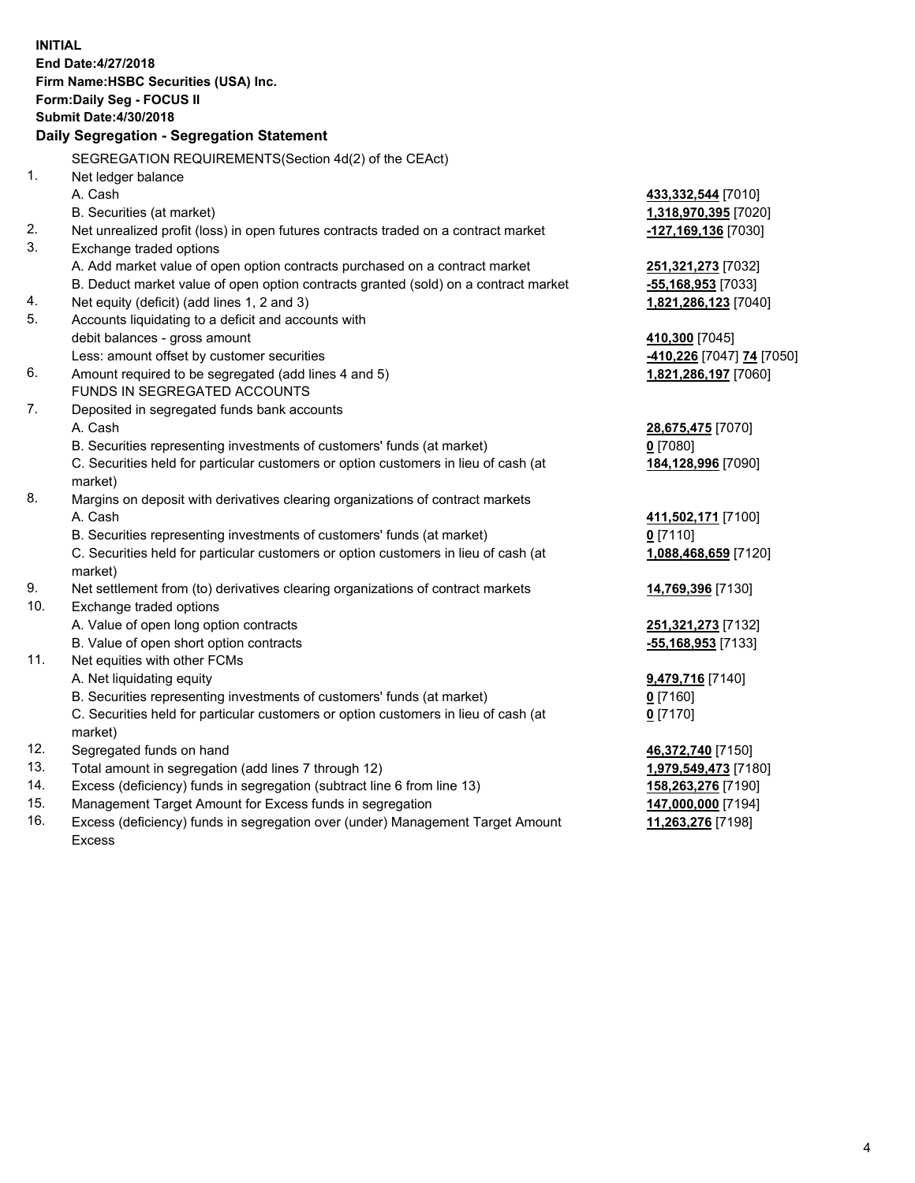**INITIAL**
**End Date:4/27/2018**
**Firm Name:HSBC Securities (USA) Inc.**
**Form:Daily Seg - FOCUS II**
**Submit Date:4/30/2018**

**Daily Segregation - Segregation Statement**

SEGREGATION REQUIREMENTS(Section 4d(2) of the CEAct)

| | | |
|---|---|---|
| 1. | Net ledger balance | |
| | A. Cash | **433,332,544** [7010] |
| | B. Securities (at market) | **1,318,970,395** [7020] |
| 2. | Net unrealized profit (loss) in open futures contracts traded on a contract market | **-127,169,136** [7030] |
| 3. | Exchange traded options | |
| | A. Add market value of open option contracts purchased on a contract market | **251,321,273** [7032] |
| | B. Deduct market value of open option contracts granted (sold) on a contract market | **-55,168,953** [7033] |
| 4. | Net equity (deficit) (add lines 1, 2 and 3) | **1,821,286,123** [7040] |
| 5. | Accounts liquidating to a deficit and accounts with debit balances - gross amount | **410,300** [7045] |
| | Less: amount offset by customer securities | **-410,226** [7047] **74** [7050] |
| 6. | Amount required to be segregated (add lines 4 and 5) | **1,821,286,197** [7060] |
| | FUNDS IN SEGREGATED ACCOUNTS | |
| 7. | Deposited in segregated funds bank accounts | |
| | A. Cash | **28,675,475** [7070] |
| | B. Securities representing investments of customers' funds (at market) | **0** [7080] |
| | C. Securities held for particular customers or option customers in lieu of cash (at market) | **184,128,996** [7090] |
| 8. | Margins on deposit with derivatives clearing organizations of contract markets | |
| | A. Cash | **411,502,171** [7100] |
| | B. Securities representing investments of customers' funds (at market) | **0** [7110] |
| | C. Securities held for particular customers or option customers in lieu of cash (at market) | **1,088,468,659** [7120] |
| 9. | Net settlement from (to) derivatives clearing organizations of contract markets | **14,769,396** [7130] |
| 10. | Exchange traded options | |
| | A. Value of open long option contracts | **251,321,273** [7132] |
| | B. Value of open short option contracts | **-55,168,953** [7133] |
| 11. | Net equities with other FCMs | |
| | A. Net liquidating equity | **9,479,716** [7140] |
| | B. Securities representing investments of customers' funds (at market) | **0** [7160] |
| | C. Securities held for particular customers or option customers in lieu of cash (at market) | **0** [7170] |
| 12. | Segregated funds on hand | **46,372,740** [7150] |
| 13. | Total amount in segregation (add lines 7 through 12) | **1,979,549,473** [7180] |
| 14. | Excess (deficiency) funds in segregation (subtract line 6 from line 13) | **158,263,276** [7190] |
| 15. | Management Target Amount for Excess funds in segregation | **147,000,000** [7194] |
| 16. | Excess (deficiency) funds in segregation over (under) Management Target Amount Excess | **11,263,276** [7198] |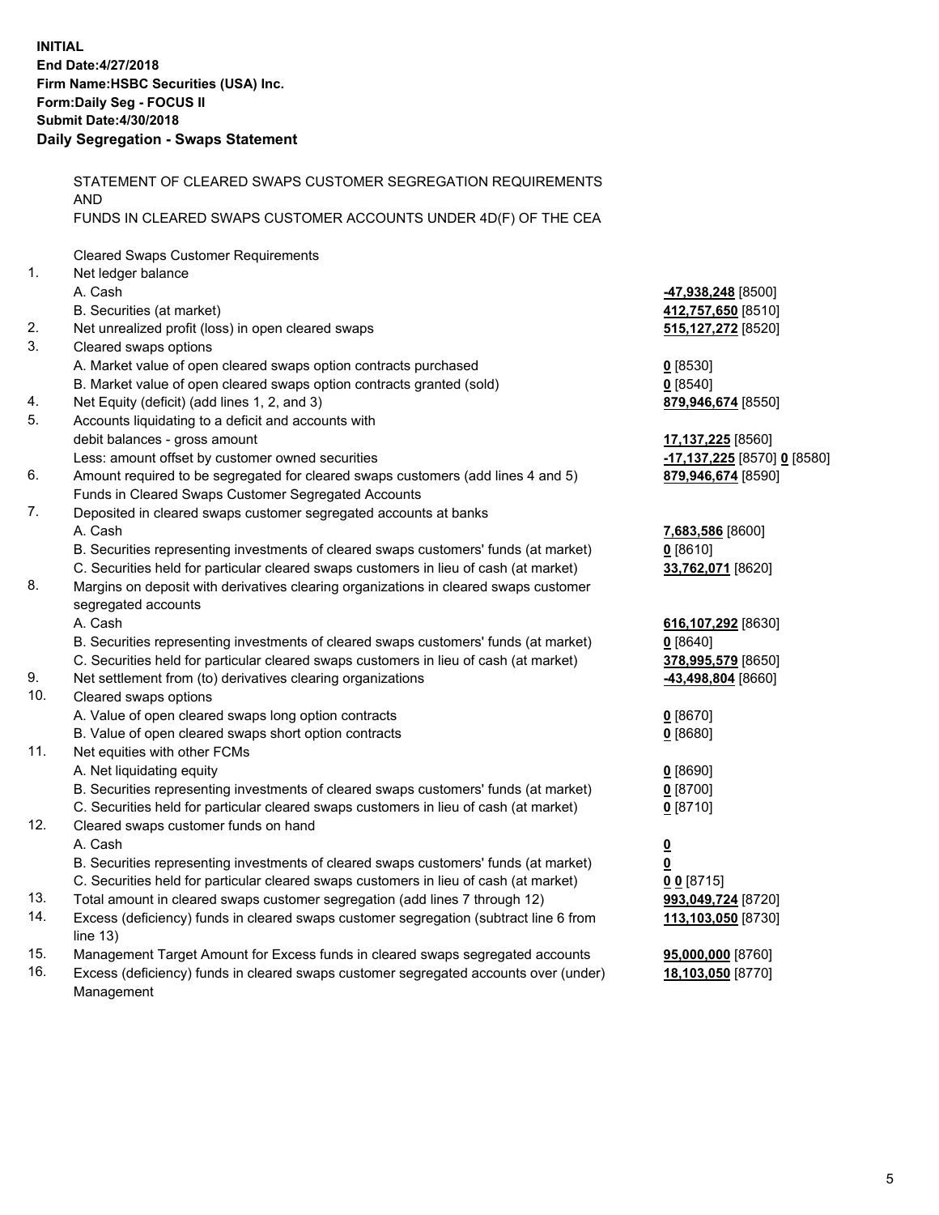**INITIAL**
**End Date:4/27/2018**
**Firm Name:HSBC Securities (USA) Inc.**
**Form:Daily Seg - FOCUS II**
**Submit Date:4/30/2018**
**Daily Segregation - Swaps Statement**

STATEMENT OF CLEARED SWAPS CUSTOMER SEGREGATION REQUIREMENTS AND FUNDS IN CLEARED SWAPS CUSTOMER ACCOUNTS UNDER 4D(F) OF THE CEA

| | | |
|---|---|---|
| | Cleared Swaps Customer Requirements | |
| 1. | Net ledger balance | |
| | A. Cash | **-47,938,248** [8500] |
| | B. Securities (at market) | **412,757,650** [8510] |
| 2. | Net unrealized profit (loss) in open cleared swaps | **515,127,272** [8520] |
| 3. | Cleared swaps options | |
| | A. Market value of open cleared swaps option contracts purchased | **0** [8530] |
| | B. Market value of open cleared swaps option contracts granted (sold) | **0** [8540] |
| 4. | Net Equity (deficit) (add lines 1, 2, and 3) | **879,946,674** [8550] |
| 5. | Accounts liquidating to a deficit and accounts with debit balances - gross amount | **17,137,225** [8560] |
| | Less: amount offset by customer owned securities | **-17,137,225** [8570] **0** [8580] |
| 6. | Amount required to be segregated for cleared swaps customers (add lines 4 and 5) | **879,946,674** [8590] |
| | Funds in Cleared Swaps Customer Segregated Accounts | |
| 7. | Deposited in cleared swaps customer segregated accounts at banks | |
| | A. Cash | **7,683,586** [8600] |
| | B. Securities representing investments of cleared swaps customers' funds (at market) | **0** [8610] |
| | C. Securities held for particular cleared swaps customers in lieu of cash (at market) | **33,762,071** [8620] |
| 8. | Margins on deposit with derivatives clearing organizations in cleared swaps customer segregated accounts | |
| | A. Cash | **616,107,292** [8630] |
| | B. Securities representing investments of cleared swaps customers' funds (at market) | **0** [8640] |
| | C. Securities held for particular cleared swaps customers in lieu of cash (at market) | **378,995,579** [8650] |
| 9. | Net settlement from (to) derivatives clearing organizations | **-43,498,804** [8660] |
| 10. | Cleared swaps options | |
| | A. Value of open cleared swaps long option contracts | **0** [8670] |
| | B. Value of open cleared swaps short option contracts | **0** [8680] |
| 11. | Net equities with other FCMs | |
| | A. Net liquidating equity | **0** [8690] |
| | B. Securities representing investments of cleared swaps customers' funds (at market) | **0** [8700] |
| | C. Securities held for particular cleared swaps customers in lieu of cash (at market) | **0** [8710] |
| 12. | Cleared swaps customer funds on hand | |
| | A. Cash | **0** |
| | B. Securities representing investments of cleared swaps customers' funds (at market) | **0** |
| | C. Securities held for particular cleared swaps customers in lieu of cash (at market) | **0** **0** [8715] |
| 13. | Total amount in cleared swaps customer segregation (add lines 7 through 12) | **993,049,724** [8720] |
| 14. | Excess (deficiency) funds in cleared swaps customer segregation (subtract line 6 from line 13) | **113,103,050** [8730] |
| 15. | Management Target Amount for Excess funds in cleared swaps segregated accounts | **95,000,000** [8760] |
| 16. | Excess (deficiency) funds in cleared swaps customer segregated accounts over (under) Management | **18,103,050** [8770] |